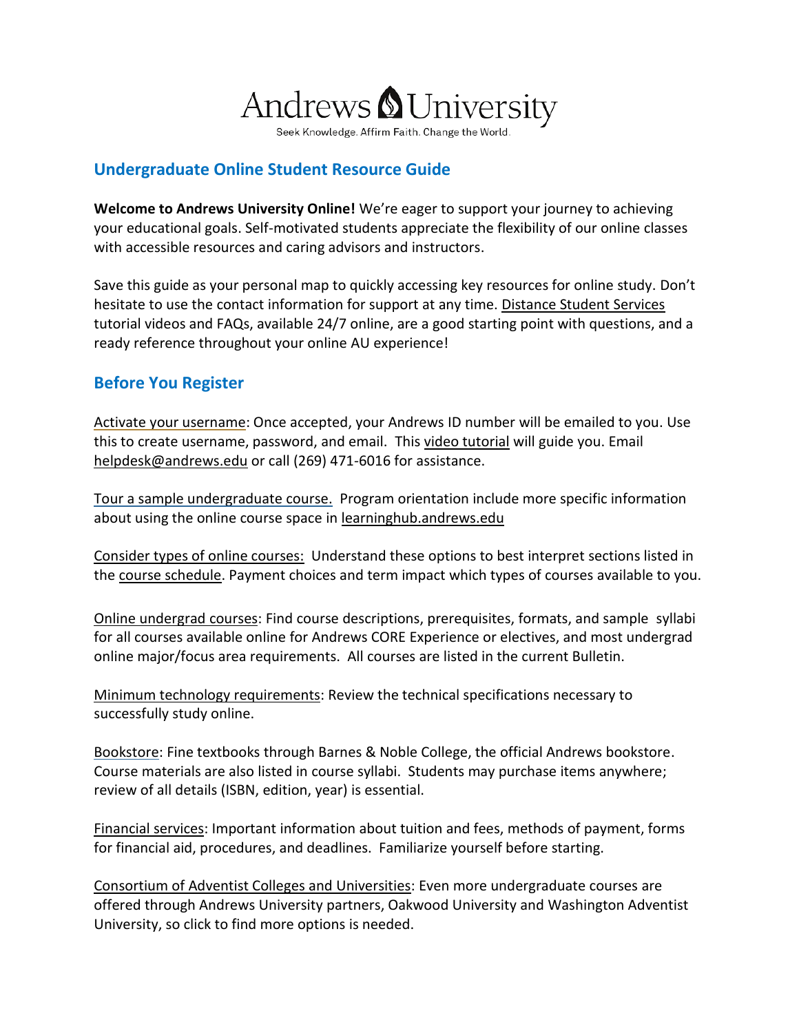# Andrews University

Seek Knowledge. Affirm Faith. Change the World.

## Undergraduate Online Student Resource Guide

**Welcome to Andrews University Online!** We're eager to support your journey to achieving your educational goals. Self-motivated students appreciate the flexibility of our online classes with accessible resources and caring advisors and instructors.

Save this guide as your personal map to quickly accessing key resources for online study. Don't hesitate to use the contact information for support at any time. Distance Student Services tutorial videos and FAQs, available 24/7 online, are a good starting point with questions, and a ready reference throughout your online AU experience!

## Before You Register

Activate your username: Once accepted, your Andrews ID number will be emailed to you. Use this to create username, password, and email. This video tutorial will guide you. Email helpdesk@andrews.edu or call (269) 471-6016 for assistance.

Tour a sample undergraduate course. Program orientation include more specific information about using the online course space in learninghub.andrews.edu

Consider types of online courses: Understand these options to best interpret sections listed in the course schedule. Payment choices and term impact which types of courses available to you.

Online undergrad courses: Find course descriptions, prerequisites, formats, and sample syllabi for all courses available online for Andrews CORE Experience or electives, and most undergrad online major/focus area requirements. All courses are listed in the current Bulletin.

Minimum technology requirements: Review the technical specifications necessary to successfully study online.

Bookstore: Fine textbooks through Barnes & Noble College, the official Andrews bookstore. Course materials are also listed in course syllabi. Students may purchase items anywhere; review of all details (ISBN, edition, year) is essential.

Financial services: Important information about tuition and fees, methods of payment, forms for financial aid, procedures, and deadlines. Familiarize yourself before starting.

Consortium of Adventist Colleges and Universities: Even more undergraduate courses are offered through Andrews University partners, Oakwood University and Washington Adventist University, so click to find more options is needed.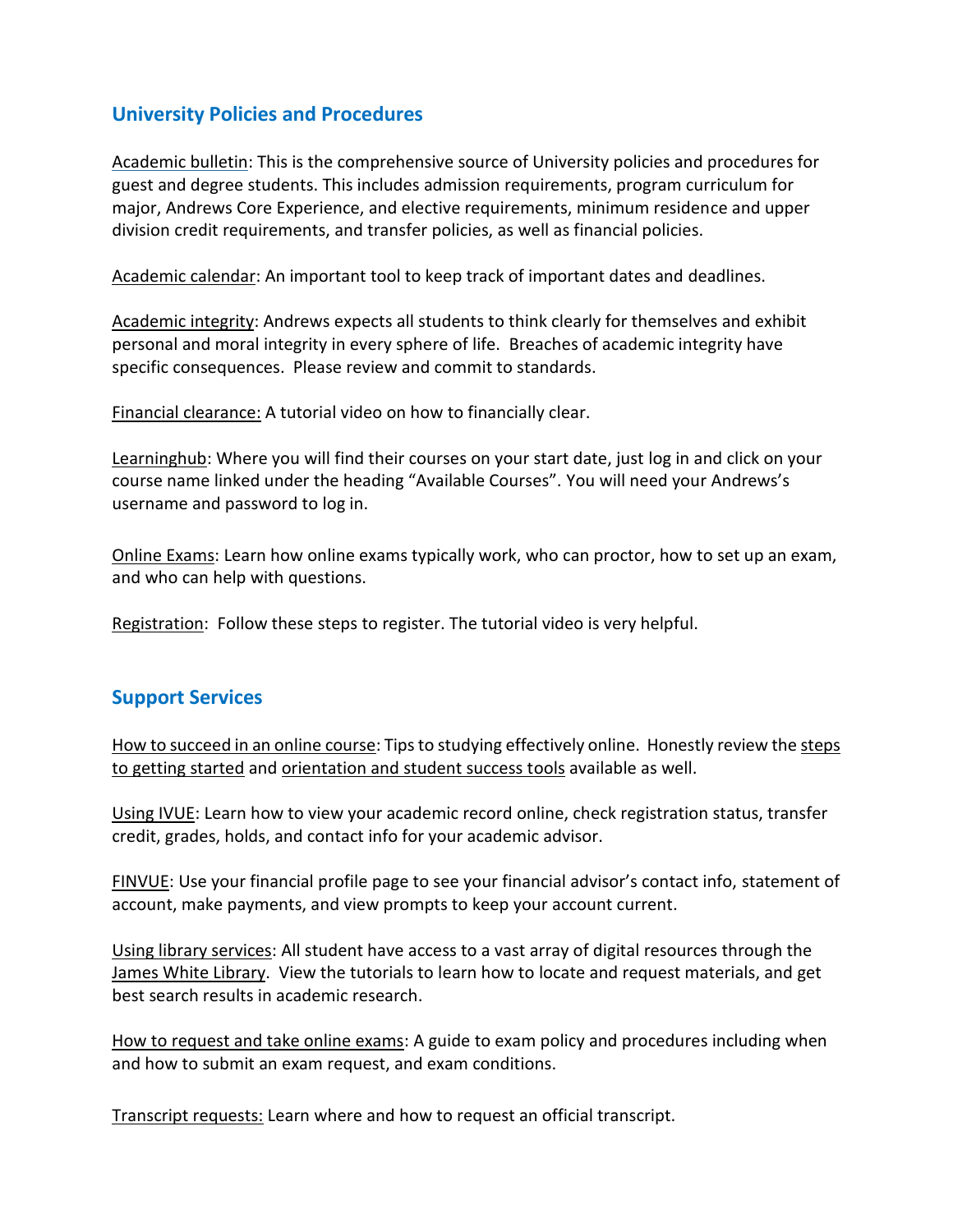## University Policies and Procedures

Academic bulletin: This is the comprehensive source of University policies and procedures for guest and degree students. This includes admission requirements, program curriculum for major, Andrews Core Experience, and elective requirements, minimum residence and upper division credit requirements, and transfer policies, as well as financial policies.

Academic calendar: An important tool to keep track of important dates and deadlines.

Academic integrity: Andrews expects all students to think clearly for themselves and exhibit personal and moral integrity in every sphere of life. Breaches of academic integrity have specific consequences. Please review and commit to standards.

Financial clearance: A tutorial video on how to financially clear.

Learninghub: Where you will find their courses on your start date, just log in and click on your course name linked under the heading "Available Courses". You will need your Andrews's username and password to log in.

Online Exams: Learn how online exams typically work, who can proctor, how to set up an exam, and who can help with questions.

Registration: Follow these steps to register. The tutorial video is very helpful.

## Support Services

How to succeed in an online course: Tips to studying effectively online. Honestly review the steps to getting started and orientation and student success tools available as well.

Using IVUE: Learn how to view your academic record online, check registration status, transfer credit, grades, holds, and contact info for your academic advisor.

FINVUE: Use your financial profile page to see your financial advisor's contact info, statement of account, make payments, and view prompts to keep your account current.

Using library services: All student have access to a vast array of digital resources through the James White Library. View the tutorials to learn how to locate and request materials, and get best search results in academic research.

How to request and take online exams: A guide to exam policy and procedures including when and how to submit an exam request, and exam conditions.

Transcript requests: Learn where and how to request an official transcript.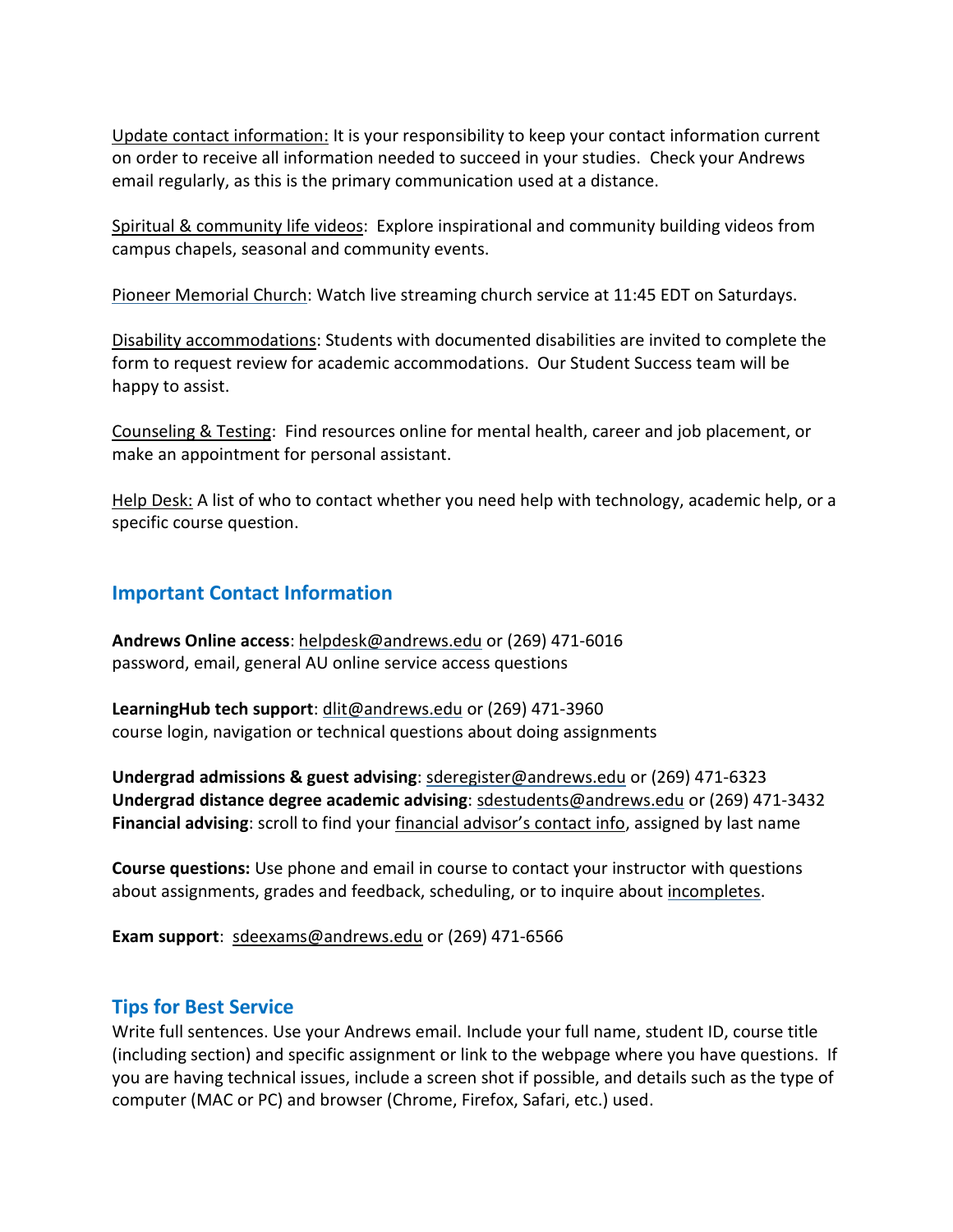Update contact information: It is your responsibility to keep your contact information current on order to receive all information needed to succeed in your studies. Check your Andrews email regularly, as this is the primary communication used at a distance.

Spiritual & community life videos: Explore inspirational and community building videos from campus chapels, seasonal and community events.

Pioneer Memorial Church: Watch live streaming church service at 11:45 EDT on Saturdays.

Disability accommodations: Students with documented disabilities are invited to complete the form to request review for academic accommodations. Our Student Success team will be happy to assist.

Counseling & Testing: Find resources online for mental health, career and job placement, or make an appointment for personal assistant.

Help Desk: A list of who to contact whether you need help with technology, academic help, or a specific course question.

## Important Contact Information

**Andrews Online access**: helpdesk@andrews.edu or (269) 471-6016
password, email, general AU online service access questions

**LearningHub tech support**: dlit@andrews.edu or (269) 471-3960
course login, navigation or technical questions about doing assignments

**Undergrad admissions & guest advising**: sderegister@andrews.edu or (269) 471-6323
**Undergrad distance degree academic advising**: sdestudents@andrews.edu or (269) 471-3432
**Financial advising**: scroll to find your financial advisor's contact info, assigned by last name

**Course questions:** Use phone and email in course to contact your instructor with questions about assignments, grades and feedback, scheduling, or to inquire about incompletes.

**Exam support**: sdeexams@andrews.edu or (269) 471-6566

## Tips for Best Service

Write full sentences. Use your Andrews email. Include your full name, student ID, course title (including section) and specific assignment or link to the webpage where you have questions. If you are having technical issues, include a screen shot if possible, and details such as the type of computer (MAC or PC) and browser (Chrome, Firefox, Safari, etc.) used.